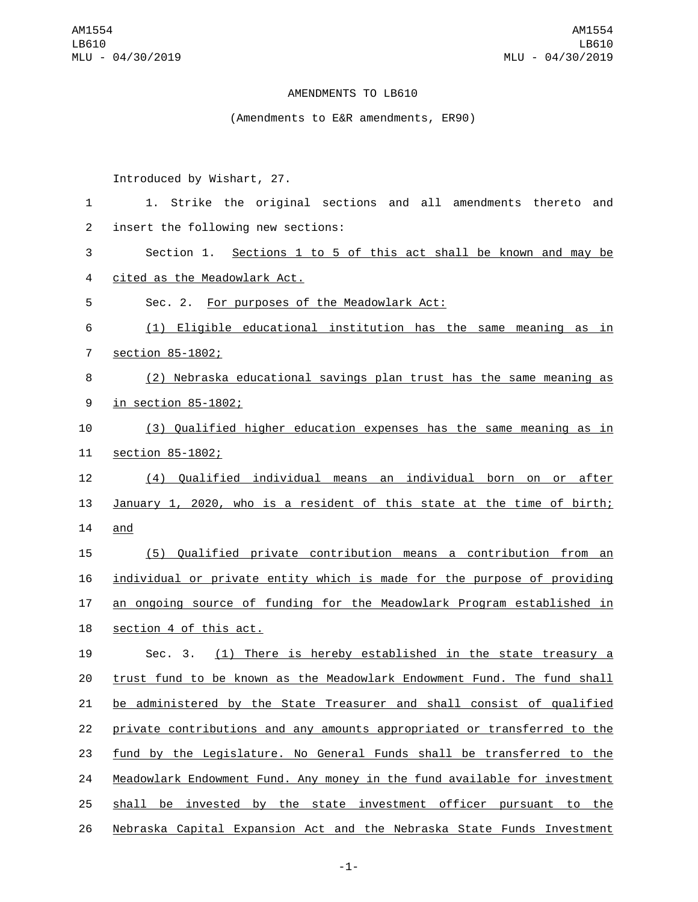AMENDMENTS TO LB610

(Amendments to E&R amendments, ER90)

Introduced by Wishart, 27.

1. Strike the original sections and all amendments thereto and insert the following new sections:

Section 1. Sections 1 to 5 of this act shall be known and may be cited as the Meadowlark Act.

Sec. 2. For purposes of the Meadowlark Act:

(1) Eligible educational institution has the same meaning as in section 85-1802;

(2) Nebraska educational savings plan trust has the same meaning as in section 85-1802;

(3) Qualified higher education expenses has the same meaning as in section 85-1802;

(4) Qualified individual means an individual born on or after January 1, 2020, who is a resident of this state at the time of birth; and

(5) Qualified private contribution means a contribution from an individual or private entity which is made for the purpose of providing an ongoing source of funding for the Meadowlark Program established in section 4 of this act.

Sec. 3. (1) There is hereby established in the state treasury a trust fund to be known as the Meadowlark Endowment Fund. The fund shall be administered by the State Treasurer and shall consist of qualified private contributions and any amounts appropriated or transferred to the fund by the Legislature. No General Funds shall be transferred to the Meadowlark Endowment Fund. Any money in the fund available for investment shall be invested by the state investment officer pursuant to the Nebraska Capital Expansion Act and the Nebraska State Funds Investment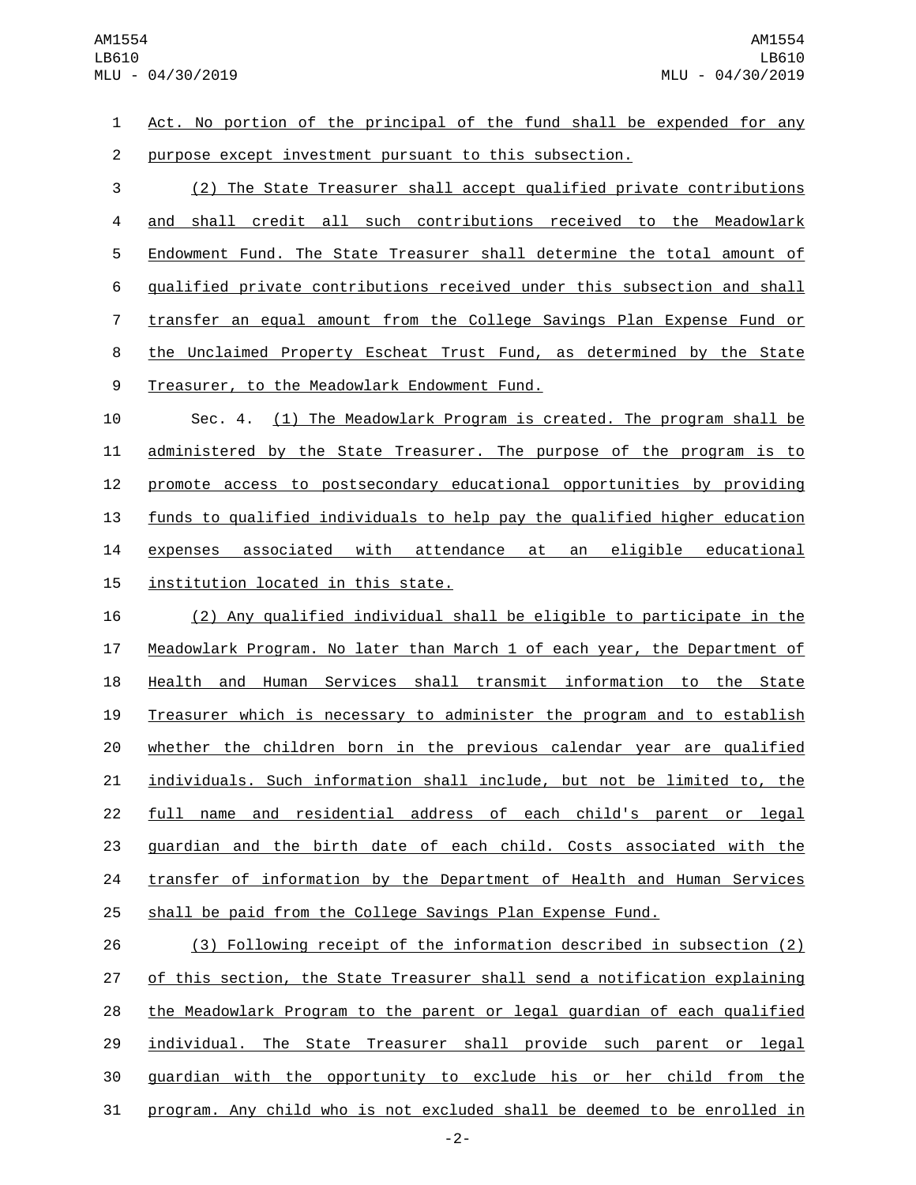Act. No portion of the principal of the fund shall be expended for any purpose except investment pursuant to this subsection.

(2) The State Treasurer shall accept qualified private contributions and shall credit all such contributions received to the Meadowlark Endowment Fund. The State Treasurer shall determine the total amount of qualified private contributions received under this subsection and shall transfer an equal amount from the College Savings Plan Expense Fund or the Unclaimed Property Escheat Trust Fund, as determined by the State Treasurer, to the Meadowlark Endowment Fund.

Sec. 4. (1) The Meadowlark Program is created. The program shall be administered by the State Treasurer. The purpose of the program is to promote access to postsecondary educational opportunities by providing funds to qualified individuals to help pay the qualified higher education expenses associated with attendance at an eligible educational institution located in this state.

(2) Any qualified individual shall be eligible to participate in the Meadowlark Program. No later than March 1 of each year, the Department of Health and Human Services shall transmit information to the State Treasurer which is necessary to administer the program and to establish whether the children born in the previous calendar year are qualified individuals. Such information shall include, but not be limited to, the full name and residential address of each child's parent or legal guardian and the birth date of each child. Costs associated with the transfer of information by the Department of Health and Human Services shall be paid from the College Savings Plan Expense Fund.

(3) Following receipt of the information described in subsection (2) of this section, the State Treasurer shall send a notification explaining the Meadowlark Program to the parent or legal guardian of each qualified individual. The State Treasurer shall provide such parent or legal guardian with the opportunity to exclude his or her child from the program. Any child who is not excluded shall be deemed to be enrolled in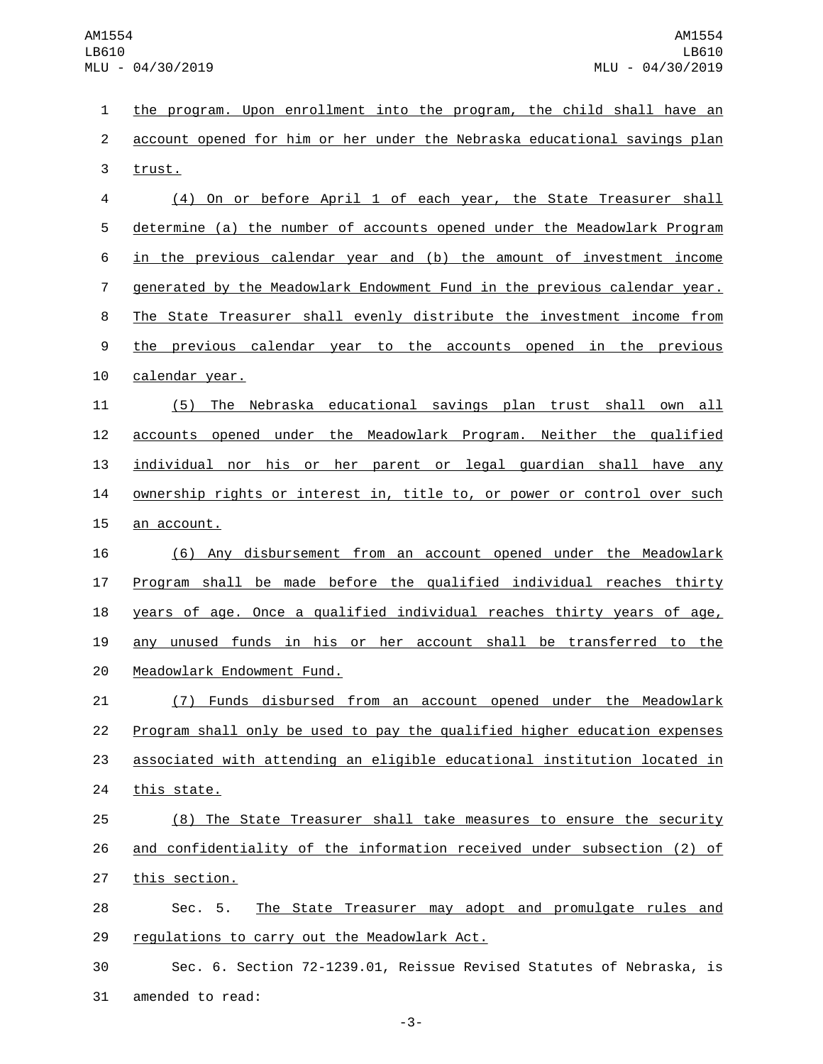the program. Upon enrollment into the program, the child shall have an account opened for him or her under the Nebraska educational savings plan trust.

(4) On or before April 1 of each year, the State Treasurer shall determine (a) the number of accounts opened under the Meadowlark Program in the previous calendar year and (b) the amount of investment income generated by the Meadowlark Endowment Fund in the previous calendar year. The State Treasurer shall evenly distribute the investment income from the previous calendar year to the accounts opened in the previous calendar year.

(5) The Nebraska educational savings plan trust shall own all accounts opened under the Meadowlark Program. Neither the qualified individual nor his or her parent or legal guardian shall have any ownership rights or interest in, title to, or power or control over such an account.

(6) Any disbursement from an account opened under the Meadowlark Program shall be made before the qualified individual reaches thirty years of age. Once a qualified individual reaches thirty years of age, any unused funds in his or her account shall be transferred to the Meadowlark Endowment Fund.

(7) Funds disbursed from an account opened under the Meadowlark Program shall only be used to pay the qualified higher education expenses associated with attending an eligible educational institution located in this state.

(8) The State Treasurer shall take measures to ensure the security and confidentiality of the information received under subsection (2) of this section.

Sec. 5. The State Treasurer may adopt and promulgate rules and regulations to carry out the Meadowlark Act.

Sec. 6. Section 72-1239.01, Reissue Revised Statutes of Nebraska, is amended to read: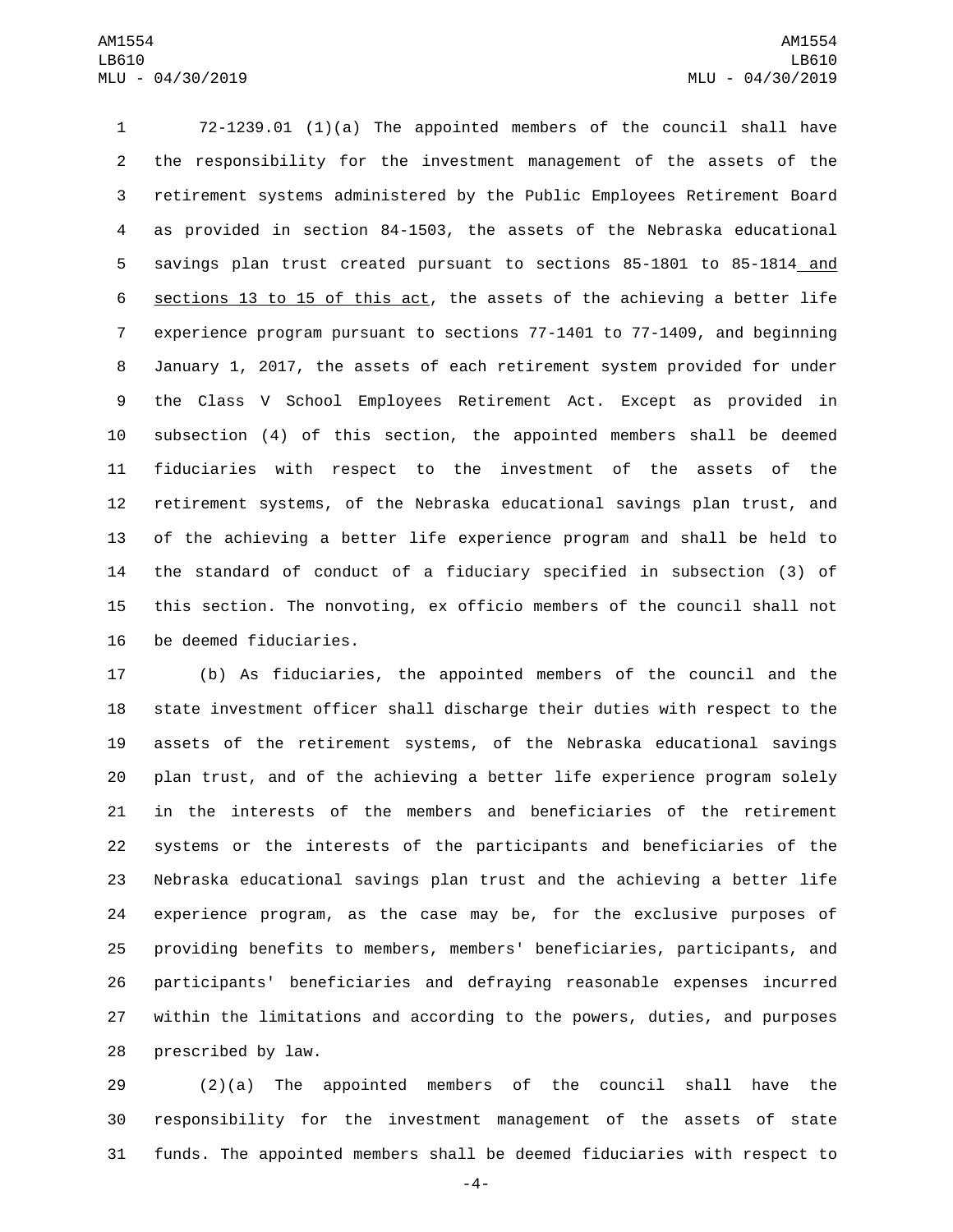72-1239.01 (1)(a) The appointed members of the council shall have the responsibility for the investment management of the assets of the retirement systems administered by the Public Employees Retirement Board as provided in section 84-1503, the assets of the Nebraska educational savings plan trust created pursuant to sections 85-1801 to 85-1814 and sections 13 to 15 of this act, the assets of the achieving a better life experience program pursuant to sections 77-1401 to 77-1409, and beginning January 1, 2017, the assets of each retirement system provided for under the Class V School Employees Retirement Act. Except as provided in subsection (4) of this section, the appointed members shall be deemed fiduciaries with respect to the investment of the assets of the retirement systems, of the Nebraska educational savings plan trust, and of the achieving a better life experience program and shall be held to the standard of conduct of a fiduciary specified in subsection (3) of this section. The nonvoting, ex officio members of the council shall not be deemed fiduciaries.

(b) As fiduciaries, the appointed members of the council and the state investment officer shall discharge their duties with respect to the assets of the retirement systems, of the Nebraska educational savings plan trust, and of the achieving a better life experience program solely in the interests of the members and beneficiaries of the retirement systems or the interests of the participants and beneficiaries of the Nebraska educational savings plan trust and the achieving a better life experience program, as the case may be, for the exclusive purposes of providing benefits to members, members' beneficiaries, participants, and participants' beneficiaries and defraying reasonable expenses incurred within the limitations and according to the powers, duties, and purposes prescribed by law.

(2)(a) The appointed members of the council shall have the responsibility for the investment management of the assets of state funds. The appointed members shall be deemed fiduciaries with respect to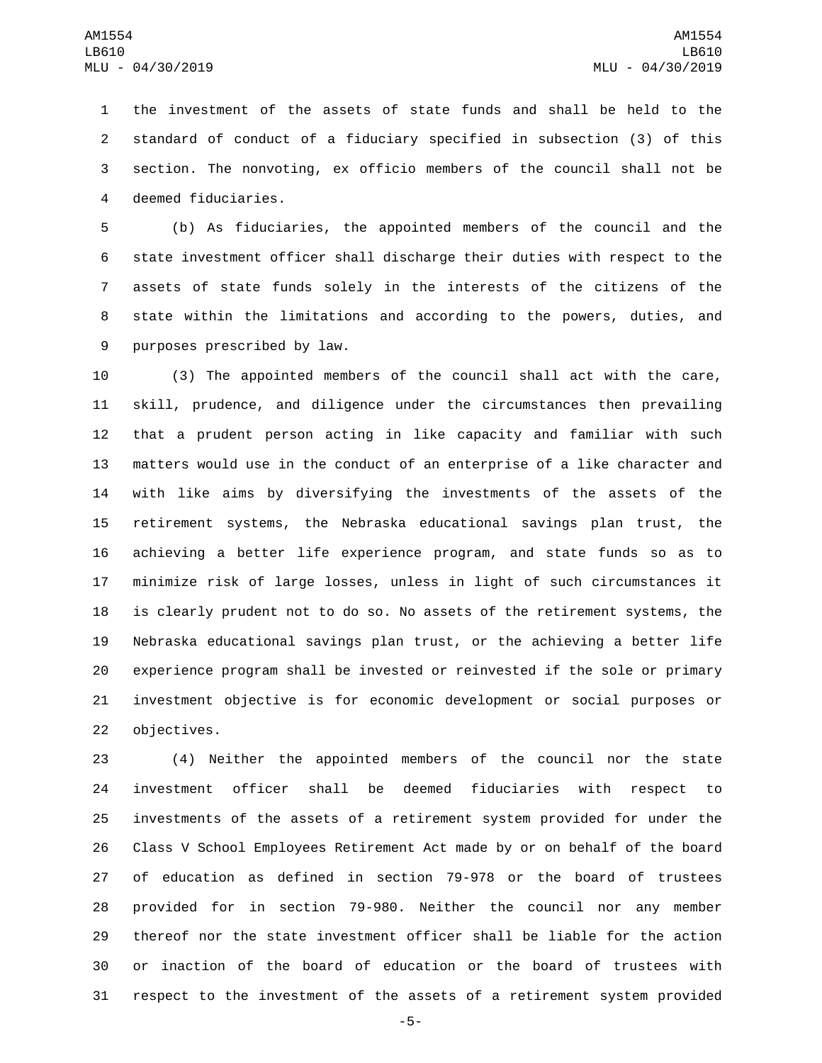the investment of the assets of state funds and shall be held to the standard of conduct of a fiduciary specified in subsection (3) of this section. The nonvoting, ex officio members of the council shall not be deemed fiduciaries.

(b) As fiduciaries, the appointed members of the council and the state investment officer shall discharge their duties with respect to the assets of state funds solely in the interests of the citizens of the state within the limitations and according to the powers, duties, and purposes prescribed by law.

(3) The appointed members of the council shall act with the care, skill, prudence, and diligence under the circumstances then prevailing that a prudent person acting in like capacity and familiar with such matters would use in the conduct of an enterprise of a like character and with like aims by diversifying the investments of the assets of the retirement systems, the Nebraska educational savings plan trust, the achieving a better life experience program, and state funds so as to minimize risk of large losses, unless in light of such circumstances it is clearly prudent not to do so. No assets of the retirement systems, the Nebraska educational savings plan trust, or the achieving a better life experience program shall be invested or reinvested if the sole or primary investment objective is for economic development or social purposes or objectives.

(4) Neither the appointed members of the council nor the state investment officer shall be deemed fiduciaries with respect to investments of the assets of a retirement system provided for under the Class V School Employees Retirement Act made by or on behalf of the board of education as defined in section 79-978 or the board of trustees provided for in section 79-980. Neither the council nor any member thereof nor the state investment officer shall be liable for the action or inaction of the board of education or the board of trustees with respect to the investment of the assets of a retirement system provided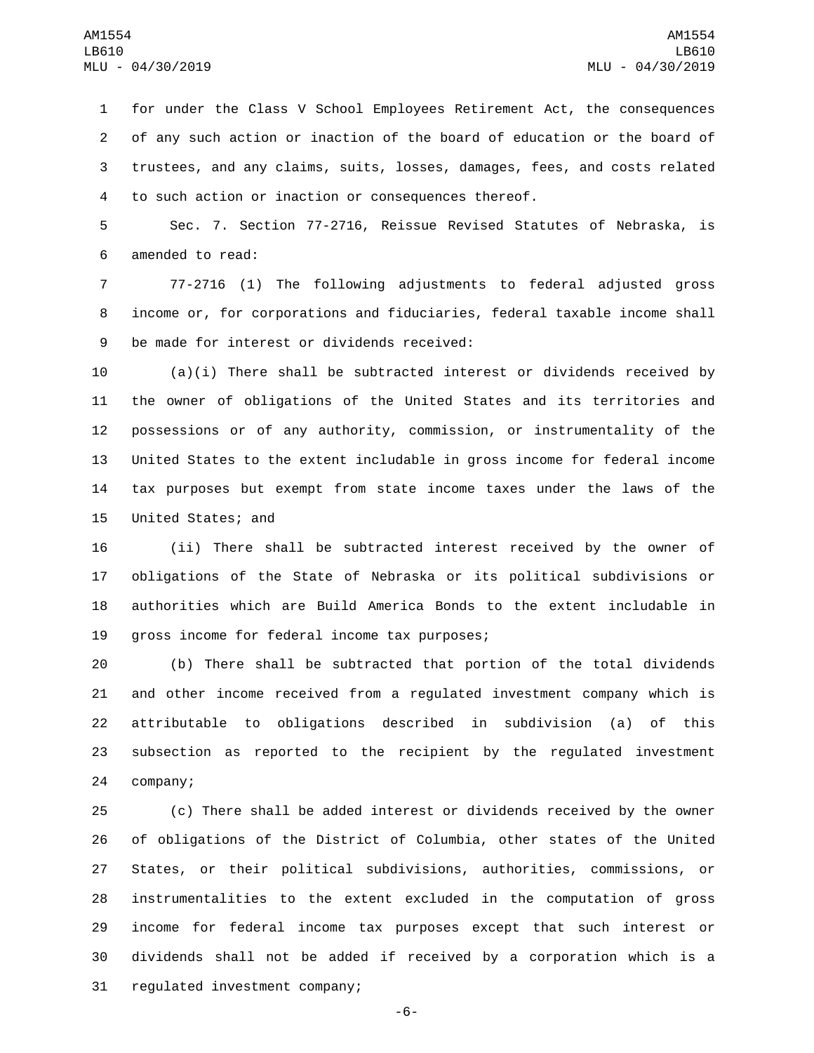for under the Class V School Employees Retirement Act, the consequences of any such action or inaction of the board of education or the board of trustees, and any claims, suits, losses, damages, fees, and costs related to such action or inaction or consequences thereof.

Sec. 7. Section 77-2716, Reissue Revised Statutes of Nebraska, is amended to read:

77-2716 (1) The following adjustments to federal adjusted gross income or, for corporations and fiduciaries, federal taxable income shall be made for interest or dividends received:

(a)(i) There shall be subtracted interest or dividends received by the owner of obligations of the United States and its territories and possessions or of any authority, commission, or instrumentality of the United States to the extent includable in gross income for federal income tax purposes but exempt from state income taxes under the laws of the United States; and

(ii) There shall be subtracted interest received by the owner of obligations of the State of Nebraska or its political subdivisions or authorities which are Build America Bonds to the extent includable in gross income for federal income tax purposes;

(b) There shall be subtracted that portion of the total dividends and other income received from a regulated investment company which is attributable to obligations described in subdivision (a) of this subsection as reported to the recipient by the regulated investment company;

(c) There shall be added interest or dividends received by the owner of obligations of the District of Columbia, other states of the United States, or their political subdivisions, authorities, commissions, or instrumentalities to the extent excluded in the computation of gross income for federal income tax purposes except that such interest or dividends shall not be added if received by a corporation which is a regulated investment company;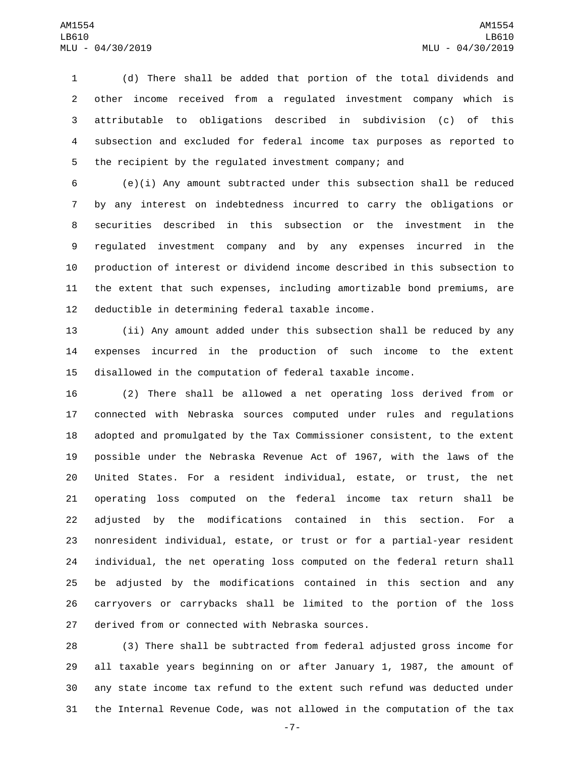(d) There shall be added that portion of the total dividends and other income received from a regulated investment company which is attributable to obligations described in subdivision (c) of this subsection and excluded for federal income tax purposes as reported to the recipient by the regulated investment company; and

(e)(i) Any amount subtracted under this subsection shall be reduced by any interest on indebtedness incurred to carry the obligations or securities described in this subsection or the investment in the regulated investment company and by any expenses incurred in the production of interest or dividend income described in this subsection to the extent that such expenses, including amortizable bond premiums, are deductible in determining federal taxable income.

(ii) Any amount added under this subsection shall be reduced by any expenses incurred in the production of such income to the extent disallowed in the computation of federal taxable income.

(2) There shall be allowed a net operating loss derived from or connected with Nebraska sources computed under rules and regulations adopted and promulgated by the Tax Commissioner consistent, to the extent possible under the Nebraska Revenue Act of 1967, with the laws of the United States. For a resident individual, estate, or trust, the net operating loss computed on the federal income tax return shall be adjusted by the modifications contained in this section. For a nonresident individual, estate, or trust or for a partial-year resident individual, the net operating loss computed on the federal return shall be adjusted by the modifications contained in this section and any carryovers or carrybacks shall be limited to the portion of the loss derived from or connected with Nebraska sources.

(3) There shall be subtracted from federal adjusted gross income for all taxable years beginning on or after January 1, 1987, the amount of any state income tax refund to the extent such refund was deducted under the Internal Revenue Code, was not allowed in the computation of the tax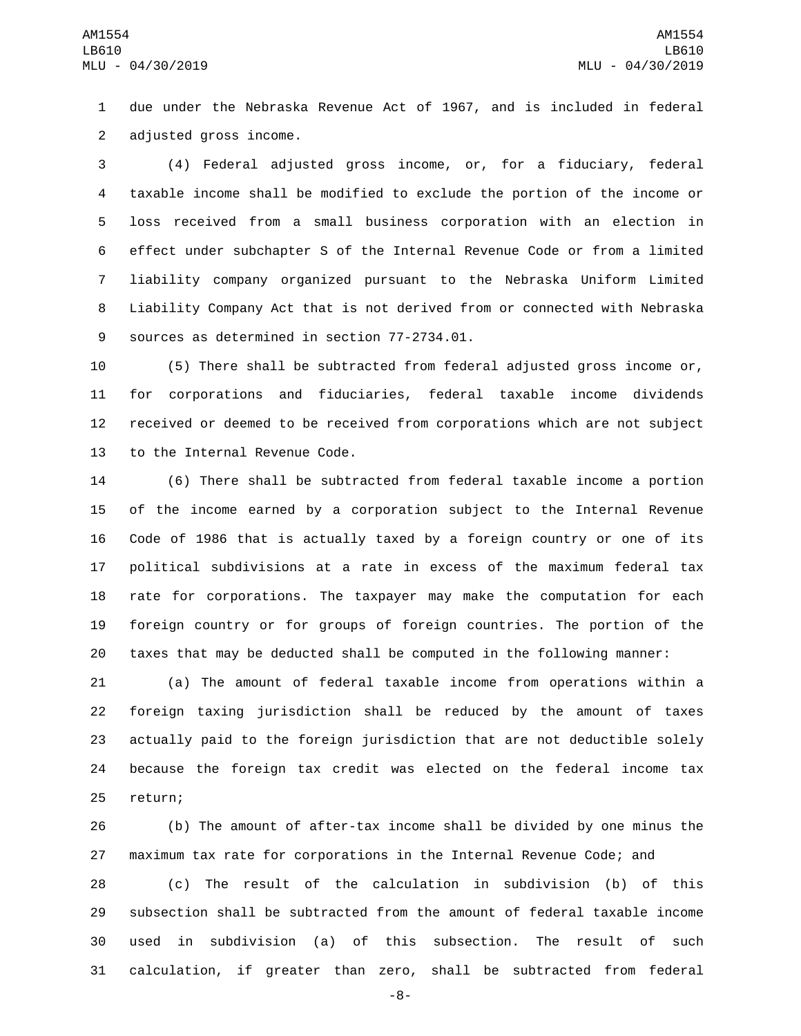due under the Nebraska Revenue Act of 1967, and is included in federal adjusted gross income.

(4) Federal adjusted gross income, or, for a fiduciary, federal taxable income shall be modified to exclude the portion of the income or loss received from a small business corporation with an election in effect under subchapter S of the Internal Revenue Code or from a limited liability company organized pursuant to the Nebraska Uniform Limited Liability Company Act that is not derived from or connected with Nebraska sources as determined in section 77-2734.01.

(5) There shall be subtracted from federal adjusted gross income or, for corporations and fiduciaries, federal taxable income dividends received or deemed to be received from corporations which are not subject to the Internal Revenue Code.

(6) There shall be subtracted from federal taxable income a portion of the income earned by a corporation subject to the Internal Revenue Code of 1986 that is actually taxed by a foreign country or one of its political subdivisions at a rate in excess of the maximum federal tax rate for corporations. The taxpayer may make the computation for each foreign country or for groups of foreign countries. The portion of the taxes that may be deducted shall be computed in the following manner:

(a) The amount of federal taxable income from operations within a foreign taxing jurisdiction shall be reduced by the amount of taxes actually paid to the foreign jurisdiction that are not deductible solely because the foreign tax credit was elected on the federal income tax return;

(b) The amount of after-tax income shall be divided by one minus the maximum tax rate for corporations in the Internal Revenue Code; and

(c) The result of the calculation in subdivision (b) of this subsection shall be subtracted from the amount of federal taxable income used in subdivision (a) of this subsection. The result of such calculation, if greater than zero, shall be subtracted from federal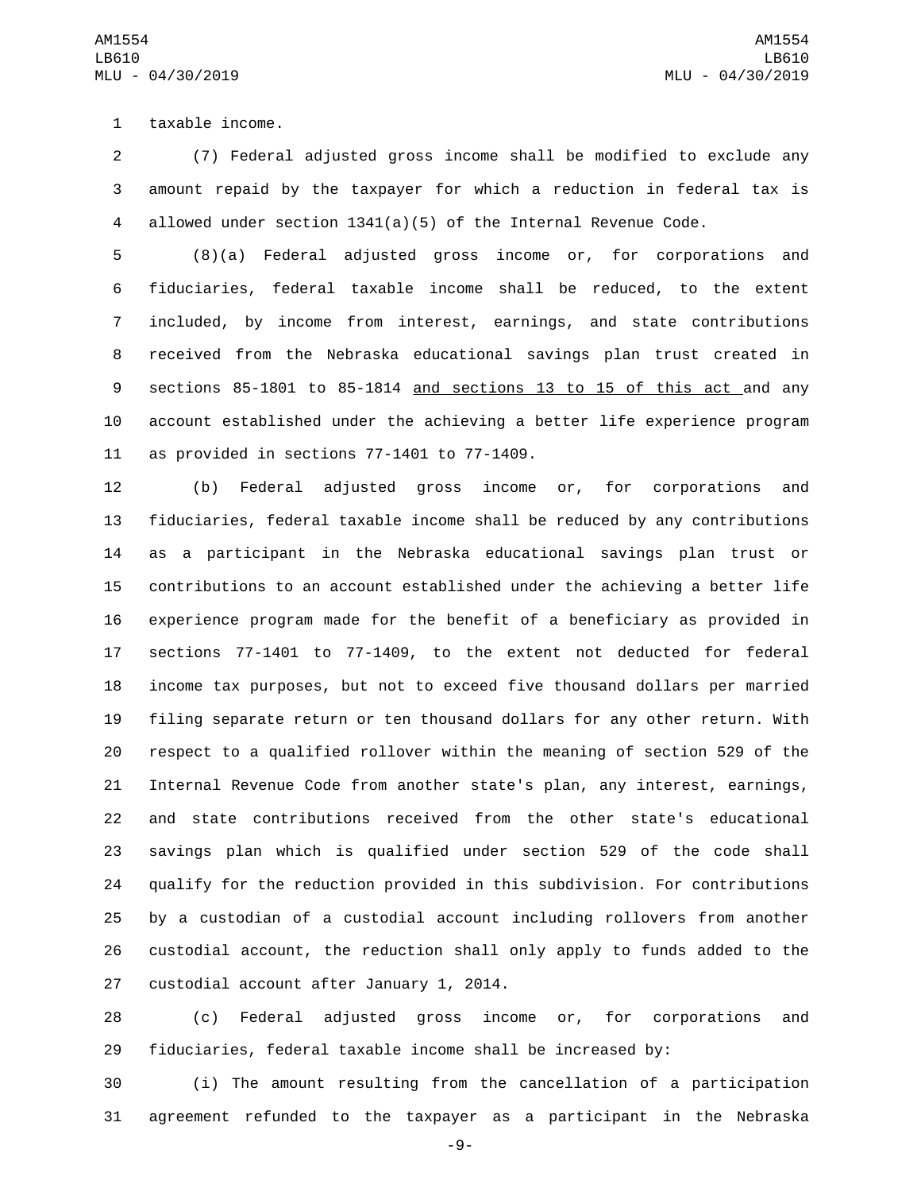taxable income.

(7) Federal adjusted gross income shall be modified to exclude any amount repaid by the taxpayer for which a reduction in federal tax is allowed under section 1341(a)(5) of the Internal Revenue Code.

(8)(a) Federal adjusted gross income or, for corporations and fiduciaries, federal taxable income shall be reduced, to the extent included, by income from interest, earnings, and state contributions received from the Nebraska educational savings plan trust created in sections 85-1801 to 85-1814 <u>and sections 13 to 15 of this act</u> and any account established under the achieving a better life experience program as provided in sections 77-1401 to 77-1409.

(b) Federal adjusted gross income or, for corporations and fiduciaries, federal taxable income shall be reduced by any contributions as a participant in the Nebraska educational savings plan trust or contributions to an account established under the achieving a better life experience program made for the benefit of a beneficiary as provided in sections 77-1401 to 77-1409, to the extent not deducted for federal income tax purposes, but not to exceed five thousand dollars per married filing separate return or ten thousand dollars for any other return. With respect to a qualified rollover within the meaning of section 529 of the Internal Revenue Code from another state's plan, any interest, earnings, and state contributions received from the other state's educational savings plan which is qualified under section 529 of the code shall qualify for the reduction provided in this subdivision. For contributions by a custodian of a custodial account including rollovers from another custodial account, the reduction shall only apply to funds added to the custodial account after January 1, 2014.

(c) Federal adjusted gross income or, for corporations and fiduciaries, federal taxable income shall be increased by:

(i) The amount resulting from the cancellation of a participation agreement refunded to the taxpayer as a participant in the Nebraska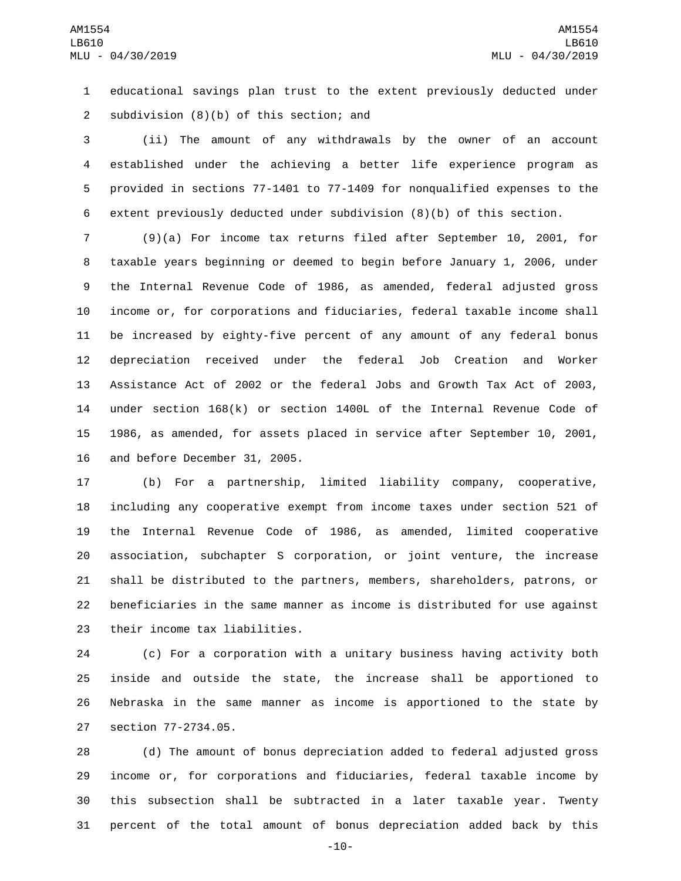educational savings plan trust to the extent previously deducted under subdivision (8)(b) of this section; and

(ii) The amount of any withdrawals by the owner of an account established under the achieving a better life experience program as provided in sections 77-1401 to 77-1409 for nonqualified expenses to the extent previously deducted under subdivision (8)(b) of this section.

(9)(a) For income tax returns filed after September 10, 2001, for taxable years beginning or deemed to begin before January 1, 2006, under the Internal Revenue Code of 1986, as amended, federal adjusted gross income or, for corporations and fiduciaries, federal taxable income shall be increased by eighty-five percent of any amount of any federal bonus depreciation received under the federal Job Creation and Worker Assistance Act of 2002 or the federal Jobs and Growth Tax Act of 2003, under section 168(k) or section 1400L of the Internal Revenue Code of 1986, as amended, for assets placed in service after September 10, 2001, and before December 31, 2005.

(b) For a partnership, limited liability company, cooperative, including any cooperative exempt from income taxes under section 521 of the Internal Revenue Code of 1986, as amended, limited cooperative association, subchapter S corporation, or joint venture, the increase shall be distributed to the partners, members, shareholders, patrons, or beneficiaries in the same manner as income is distributed for use against their income tax liabilities.

(c) For a corporation with a unitary business having activity both inside and outside the state, the increase shall be apportioned to Nebraska in the same manner as income is apportioned to the state by section 77-2734.05.

(d) The amount of bonus depreciation added to federal adjusted gross income or, for corporations and fiduciaries, federal taxable income by this subsection shall be subtracted in a later taxable year. Twenty percent of the total amount of bonus depreciation added back by this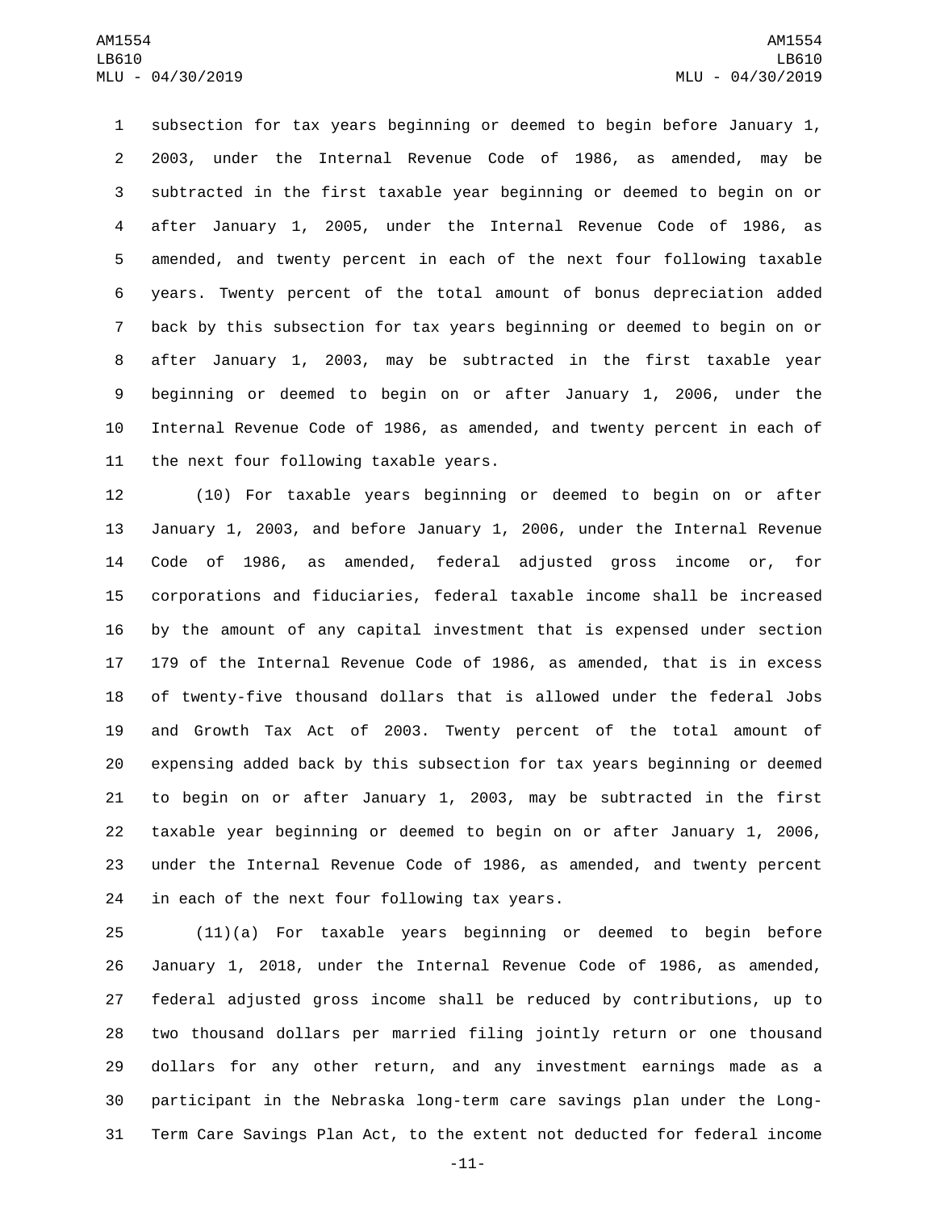subsection for tax years beginning or deemed to begin before January 1, 2003, under the Internal Revenue Code of 1986, as amended, may be subtracted in the first taxable year beginning or deemed to begin on or after January 1, 2005, under the Internal Revenue Code of 1986, as amended, and twenty percent in each of the next four following taxable years. Twenty percent of the total amount of bonus depreciation added back by this subsection for tax years beginning or deemed to begin on or after January 1, 2003, may be subtracted in the first taxable year beginning or deemed to begin on or after January 1, 2006, under the Internal Revenue Code of 1986, as amended, and twenty percent in each of the next four following taxable years.

(10) For taxable years beginning or deemed to begin on or after January 1, 2003, and before January 1, 2006, under the Internal Revenue Code of 1986, as amended, federal adjusted gross income or, for corporations and fiduciaries, federal taxable income shall be increased by the amount of any capital investment that is expensed under section 179 of the Internal Revenue Code of 1986, as amended, that is in excess of twenty-five thousand dollars that is allowed under the federal Jobs and Growth Tax Act of 2003. Twenty percent of the total amount of expensing added back by this subsection for tax years beginning or deemed to begin on or after January 1, 2003, may be subtracted in the first taxable year beginning or deemed to begin on or after January 1, 2006, under the Internal Revenue Code of 1986, as amended, and twenty percent in each of the next four following tax years.

(11)(a) For taxable years beginning or deemed to begin before January 1, 2018, under the Internal Revenue Code of 1986, as amended, federal adjusted gross income shall be reduced by contributions, up to two thousand dollars per married filing jointly return or one thousand dollars for any other return, and any investment earnings made as a participant in the Nebraska long-term care savings plan under the Long-Term Care Savings Plan Act, to the extent not deducted for federal income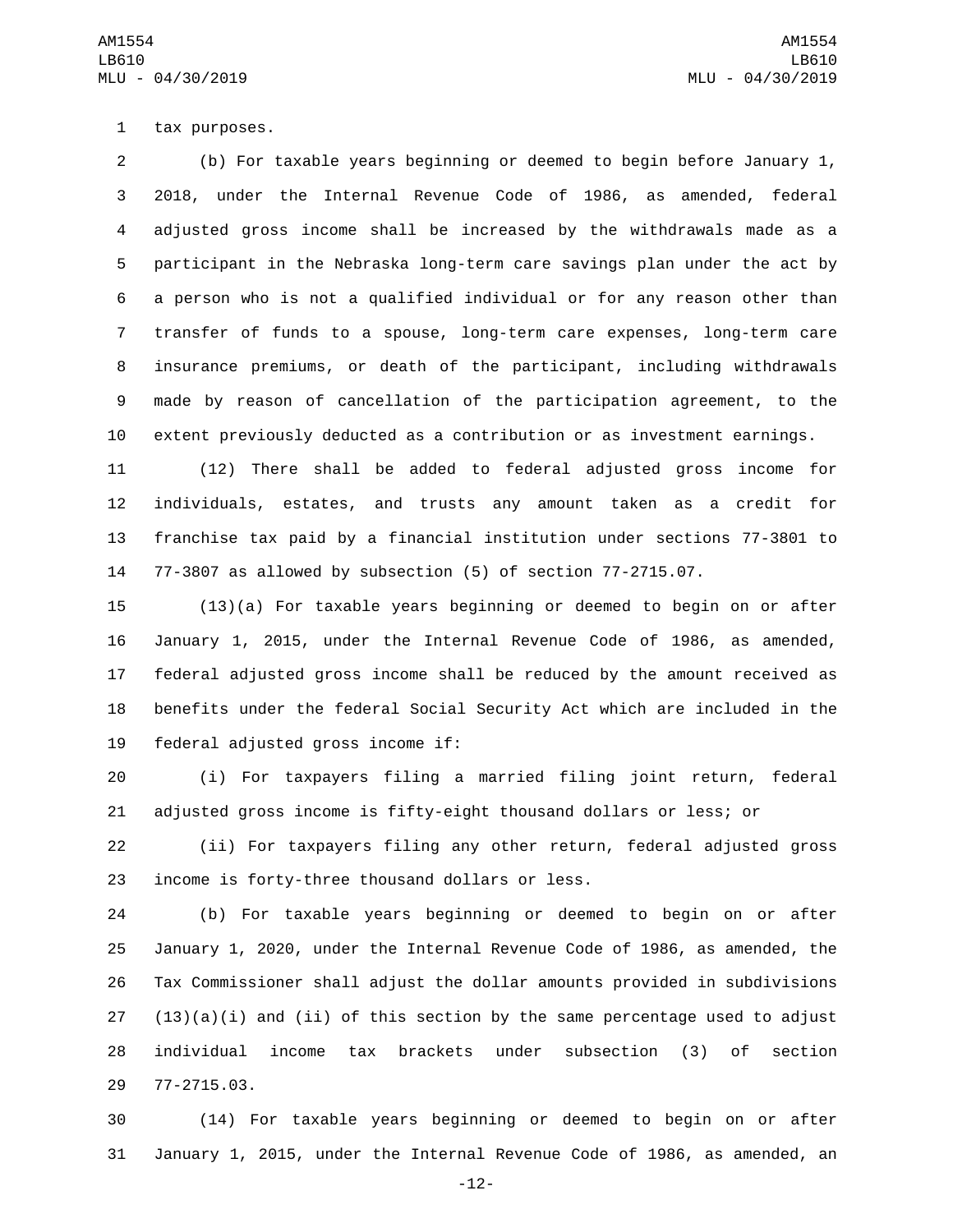tax purposes.

(b) For taxable years beginning or deemed to begin before January 1, 2018, under the Internal Revenue Code of 1986, as amended, federal adjusted gross income shall be increased by the withdrawals made as a participant in the Nebraska long-term care savings plan under the act by a person who is not a qualified individual or for any reason other than transfer of funds to a spouse, long-term care expenses, long-term care insurance premiums, or death of the participant, including withdrawals made by reason of cancellation of the participation agreement, to the extent previously deducted as a contribution or as investment earnings.

(12) There shall be added to federal adjusted gross income for individuals, estates, and trusts any amount taken as a credit for franchise tax paid by a financial institution under sections 77-3801 to 77-3807 as allowed by subsection (5) of section 77-2715.07.

(13)(a) For taxable years beginning or deemed to begin on or after January 1, 2015, under the Internal Revenue Code of 1986, as amended, federal adjusted gross income shall be reduced by the amount received as benefits under the federal Social Security Act which are included in the federal adjusted gross income if:

(i) For taxpayers filing a married filing joint return, federal adjusted gross income is fifty-eight thousand dollars or less; or

(ii) For taxpayers filing any other return, federal adjusted gross income is forty-three thousand dollars or less.

(b) For taxable years beginning or deemed to begin on or after January 1, 2020, under the Internal Revenue Code of 1986, as amended, the Tax Commissioner shall adjust the dollar amounts provided in subdivisions (13)(a)(i) and (ii) of this section by the same percentage used to adjust individual income tax brackets under subsection (3) of section 77-2715.03.

(14) For taxable years beginning or deemed to begin on or after January 1, 2015, under the Internal Revenue Code of 1986, as amended, an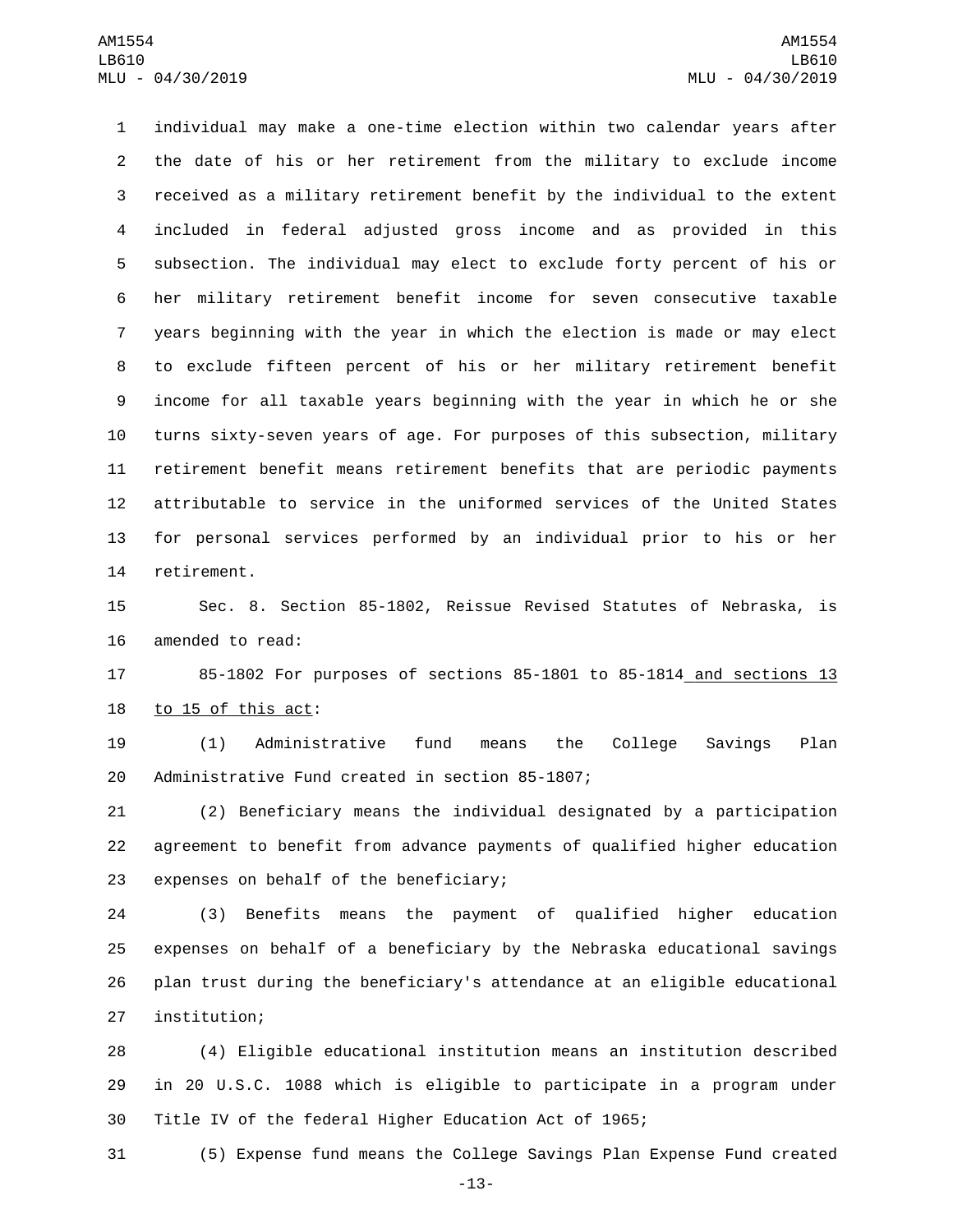individual may make a one-time election within two calendar years after the date of his or her retirement from the military to exclude income received as a military retirement benefit by the individual to the extent included in federal adjusted gross income and as provided in this subsection. The individual may elect to exclude forty percent of his or her military retirement benefit income for seven consecutive taxable years beginning with the year in which the election is made or may elect to exclude fifteen percent of his or her military retirement benefit income for all taxable years beginning with the year in which he or she turns sixty-seven years of age. For purposes of this subsection, military retirement benefit means retirement benefits that are periodic payments attributable to service in the uniformed services of the United States for personal services performed by an individual prior to his or her retirement.

Sec. 8. Section 85-1802, Reissue Revised Statutes of Nebraska, is amended to read:

85-1802 For purposes of sections 85-1801 to 85-1814 <u>and sections 13 to 15 of this act</u>:

(1) Administrative fund means the College Savings Plan Administrative Fund created in section 85-1807;

(2) Beneficiary means the individual designated by a participation agreement to benefit from advance payments of qualified higher education expenses on behalf of the beneficiary;

(3) Benefits means the payment of qualified higher education expenses on behalf of a beneficiary by the Nebraska educational savings plan trust during the beneficiary's attendance at an eligible educational institution;

(4) Eligible educational institution means an institution described in 20 U.S.C. 1088 which is eligible to participate in a program under Title IV of the federal Higher Education Act of 1965;

(5) Expense fund means the College Savings Plan Expense Fund created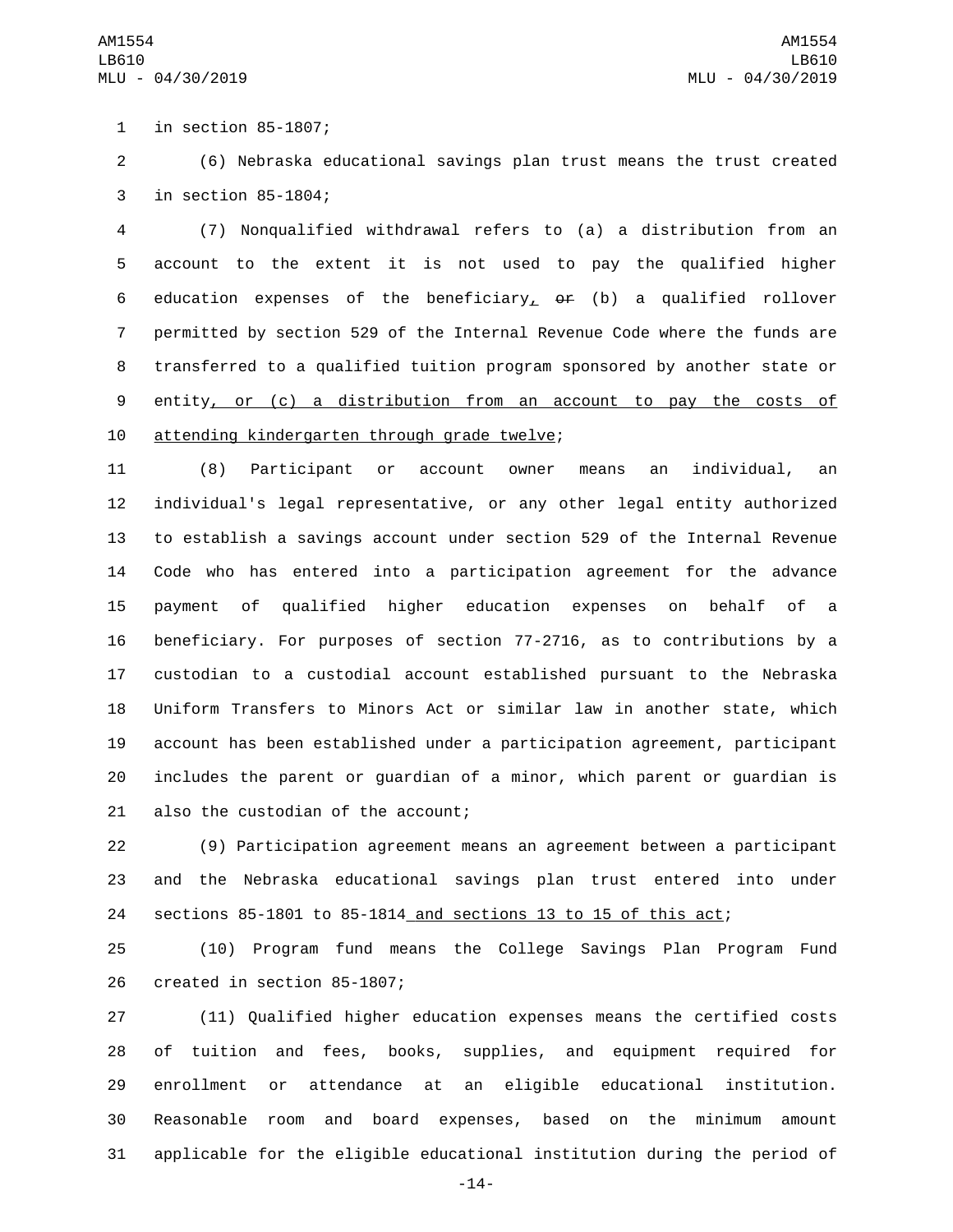in section 85-1807;

(6) Nebraska educational savings plan trust means the trust created in section 85-1804;

(7) Nonqualified withdrawal refers to (a) a distribution from an account to the extent it is not used to pay the qualified higher education expenses of the beneficiary, ~~or~~ (b) a qualified rollover permitted by section 529 of the Internal Revenue Code where the funds are transferred to a qualified tuition program sponsored by another state or entity, or (c) a distribution from an account to pay the costs of attending kindergarten through grade twelve;

(8) Participant or account owner means an individual, an individual's legal representative, or any other legal entity authorized to establish a savings account under section 529 of the Internal Revenue Code who has entered into a participation agreement for the advance payment of qualified higher education expenses on behalf of a beneficiary. For purposes of section 77-2716, as to contributions by a custodian to a custodial account established pursuant to the Nebraska Uniform Transfers to Minors Act or similar law in another state, which account has been established under a participation agreement, participant includes the parent or guardian of a minor, which parent or guardian is also the custodian of the account;

(9) Participation agreement means an agreement between a participant and the Nebraska educational savings plan trust entered into under sections 85-1801 to 85-1814 and sections 13 to 15 of this act;

(10) Program fund means the College Savings Plan Program Fund created in section 85-1807;

(11) Qualified higher education expenses means the certified costs of tuition and fees, books, supplies, and equipment required for enrollment or attendance at an eligible educational institution. Reasonable room and board expenses, based on the minimum amount applicable for the eligible educational institution during the period of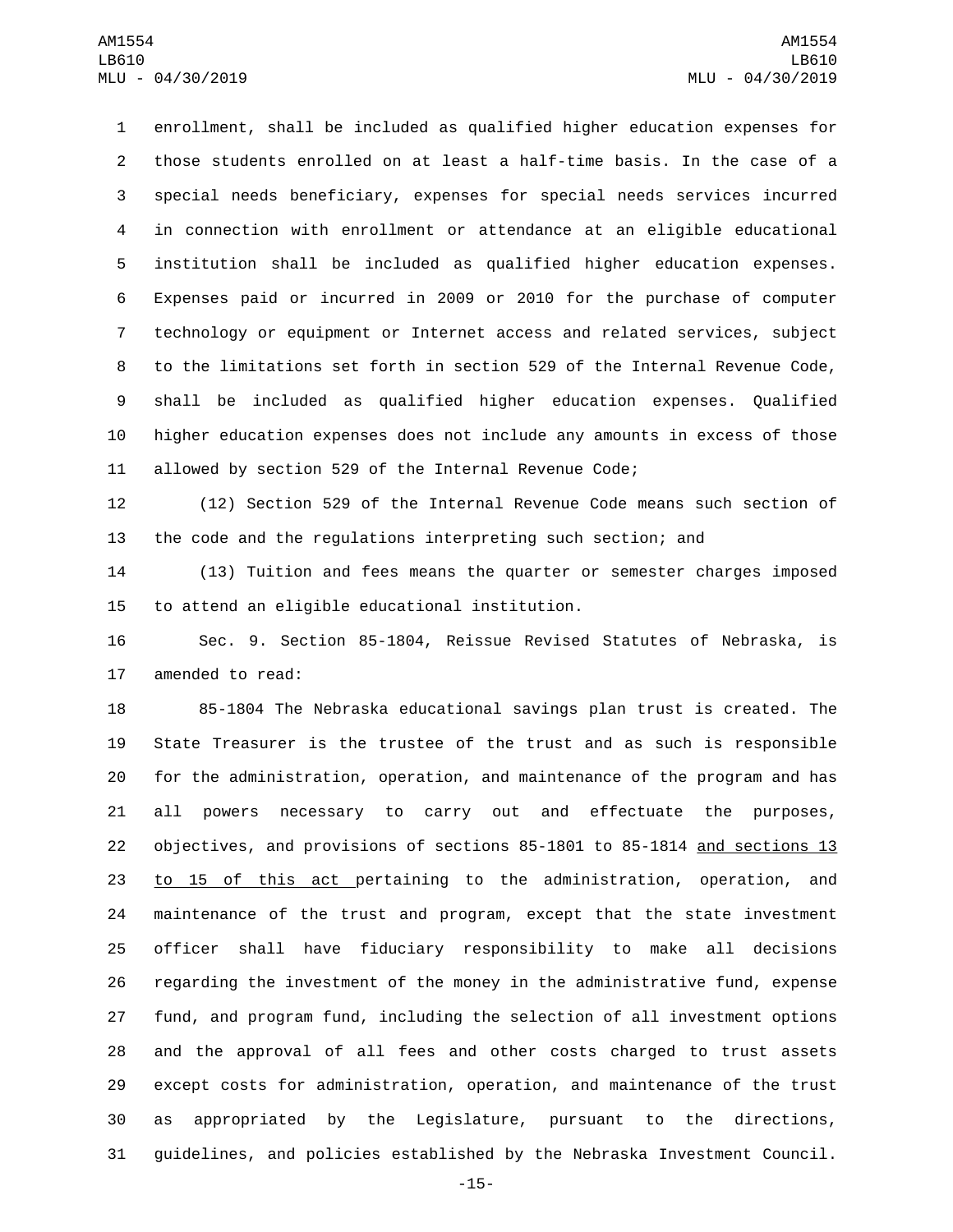enrollment, shall be included as qualified higher education expenses for those students enrolled on at least a half-time basis. In the case of a special needs beneficiary, expenses for special needs services incurred in connection with enrollment or attendance at an eligible educational institution shall be included as qualified higher education expenses. Expenses paid or incurred in 2009 or 2010 for the purchase of computer technology or equipment or Internet access and related services, subject to the limitations set forth in section 529 of the Internal Revenue Code, shall be included as qualified higher education expenses. Qualified higher education expenses does not include any amounts in excess of those allowed by section 529 of the Internal Revenue Code;

(12) Section 529 of the Internal Revenue Code means such section of the code and the regulations interpreting such section; and

(13) Tuition and fees means the quarter or semester charges imposed to attend an eligible educational institution.

Sec. 9. Section 85-1804, Reissue Revised Statutes of Nebraska, is amended to read:

85-1804 The Nebraska educational savings plan trust is created. The State Treasurer is the trustee of the trust and as such is responsible for the administration, operation, and maintenance of the program and has all powers necessary to carry out and effectuate the purposes, objectives, and provisions of sections 85-1801 to 85-1814 and sections 13 to 15 of this act pertaining to the administration, operation, and maintenance of the trust and program, except that the state investment officer shall have fiduciary responsibility to make all decisions regarding the investment of the money in the administrative fund, expense fund, and program fund, including the selection of all investment options and the approval of all fees and other costs charged to trust assets except costs for administration, operation, and maintenance of the trust as appropriated by the Legislature, pursuant to the directions, guidelines, and policies established by the Nebraska Investment Council.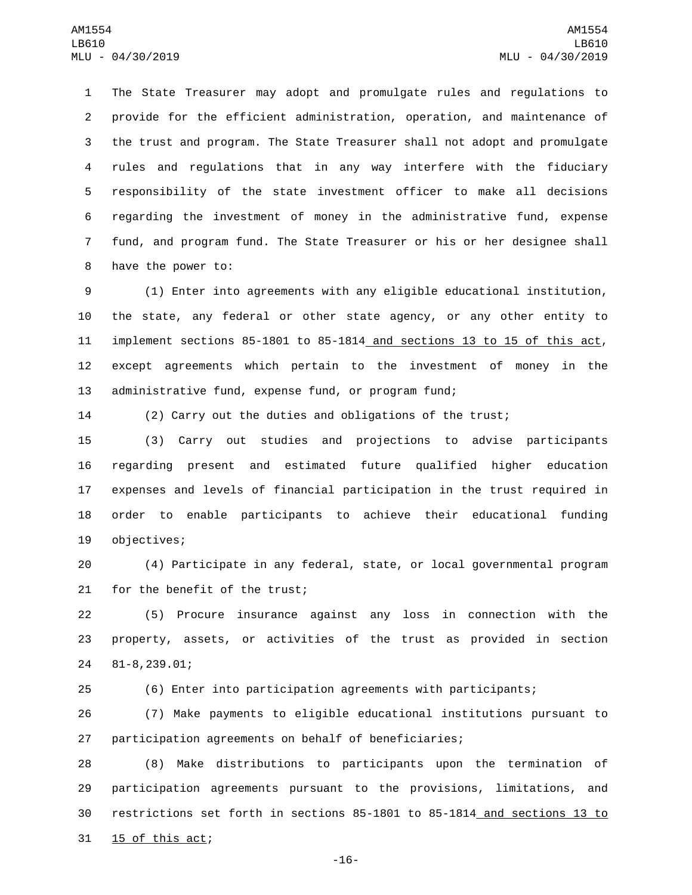The State Treasurer may adopt and promulgate rules and regulations to provide for the efficient administration, operation, and maintenance of the trust and program. The State Treasurer shall not adopt and promulgate rules and regulations that in any way interfere with the fiduciary responsibility of the state investment officer to make all decisions regarding the investment of money in the administrative fund, expense fund, and program fund. The State Treasurer or his or her designee shall have the power to:

(1) Enter into agreements with any eligible educational institution, the state, any federal or other state agency, or any other entity to implement sections 85-1801 to 85-1814 and sections 13 to 15 of this act, except agreements which pertain to the investment of money in the administrative fund, expense fund, or program fund;

(2) Carry out the duties and obligations of the trust;

(3) Carry out studies and projections to advise participants regarding present and estimated future qualified higher education expenses and levels of financial participation in the trust required in order to enable participants to achieve their educational funding objectives;

(4) Participate in any federal, state, or local governmental program for the benefit of the trust;

(5) Procure insurance against any loss in connection with the property, assets, or activities of the trust as provided in section 81-8,239.01;

(6) Enter into participation agreements with participants;

(7) Make payments to eligible educational institutions pursuant to participation agreements on behalf of beneficiaries;

(8) Make distributions to participants upon the termination of participation agreements pursuant to the provisions, limitations, and restrictions set forth in sections 85-1801 to 85-1814 and sections 13 to 15 of this act;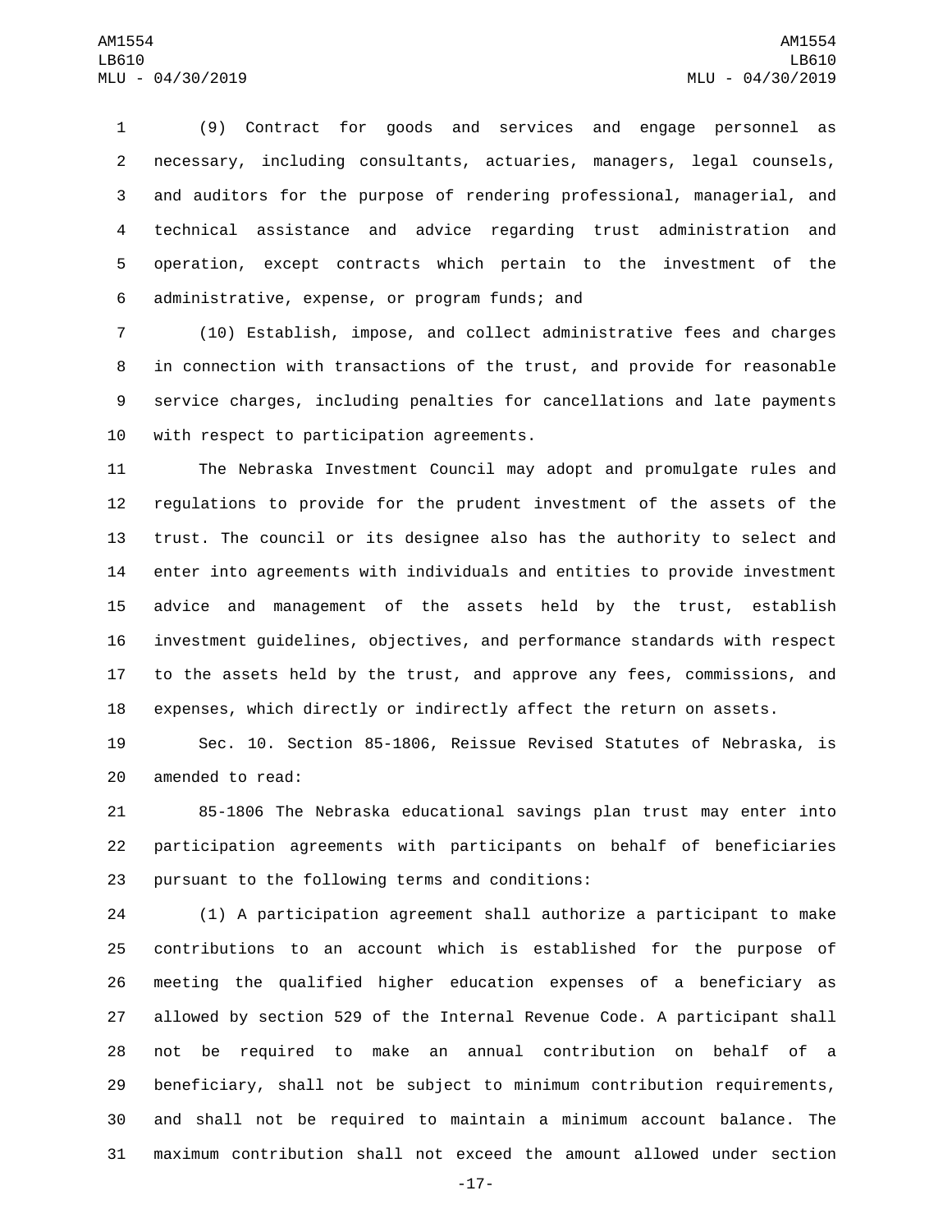(9) Contract for goods and services and engage personnel as necessary, including consultants, actuaries, managers, legal counsels, and auditors for the purpose of rendering professional, managerial, and technical assistance and advice regarding trust administration and operation, except contracts which pertain to the investment of the administrative, expense, or program funds; and

(10) Establish, impose, and collect administrative fees and charges in connection with transactions of the trust, and provide for reasonable service charges, including penalties for cancellations and late payments with respect to participation agreements.

The Nebraska Investment Council may adopt and promulgate rules and regulations to provide for the prudent investment of the assets of the trust. The council or its designee also has the authority to select and enter into agreements with individuals and entities to provide investment advice and management of the assets held by the trust, establish investment guidelines, objectives, and performance standards with respect to the assets held by the trust, and approve any fees, commissions, and expenses, which directly or indirectly affect the return on assets.

Sec. 10. Section 85-1806, Reissue Revised Statutes of Nebraska, is amended to read:

85-1806 The Nebraska educational savings plan trust may enter into participation agreements with participants on behalf of beneficiaries pursuant to the following terms and conditions:

(1) A participation agreement shall authorize a participant to make contributions to an account which is established for the purpose of meeting the qualified higher education expenses of a beneficiary as allowed by section 529 of the Internal Revenue Code. A participant shall not be required to make an annual contribution on behalf of a beneficiary, shall not be subject to minimum contribution requirements, and shall not be required to maintain a minimum account balance. The maximum contribution shall not exceed the amount allowed under section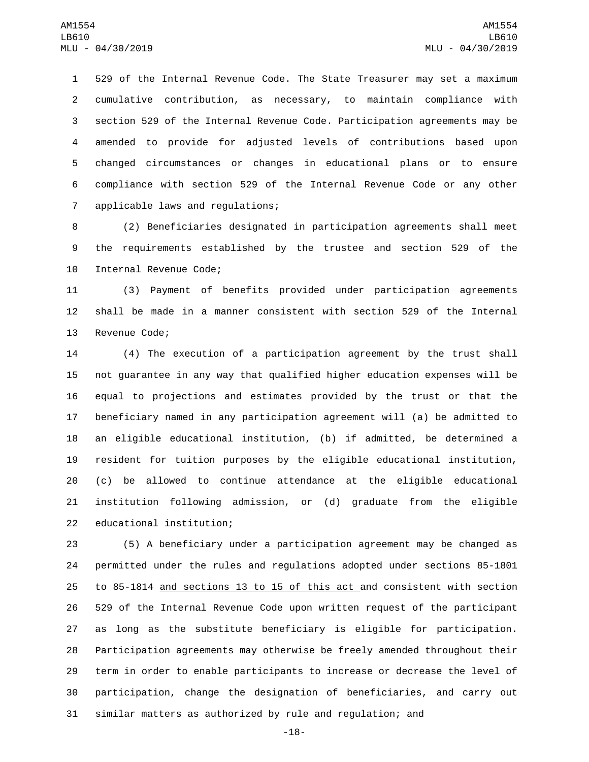529 of the Internal Revenue Code. The State Treasurer may set a maximum cumulative contribution, as necessary, to maintain compliance with section 529 of the Internal Revenue Code. Participation agreements may be amended to provide for adjusted levels of contributions based upon changed circumstances or changes in educational plans or to ensure compliance with section 529 of the Internal Revenue Code or any other applicable laws and regulations;

(2) Beneficiaries designated in participation agreements shall meet the requirements established by the trustee and section 529 of the Internal Revenue Code;

(3) Payment of benefits provided under participation agreements shall be made in a manner consistent with section 529 of the Internal Revenue Code;

(4) The execution of a participation agreement by the trust shall not guarantee in any way that qualified higher education expenses will be equal to projections and estimates provided by the trust or that the beneficiary named in any participation agreement will (a) be admitted to an eligible educational institution, (b) if admitted, be determined a resident for tuition purposes by the eligible educational institution, (c) be allowed to continue attendance at the eligible educational institution following admission, or (d) graduate from the eligible educational institution;

(5) A beneficiary under a participation agreement may be changed as permitted under the rules and regulations adopted under sections 85-1801 to 85-1814 <u>and sections 13 to 15 of this act</u> and consistent with section 529 of the Internal Revenue Code upon written request of the participant as long as the substitute beneficiary is eligible for participation. Participation agreements may otherwise be freely amended throughout their term in order to enable participants to increase or decrease the level of participation, change the designation of beneficiaries, and carry out similar matters as authorized by rule and regulation; and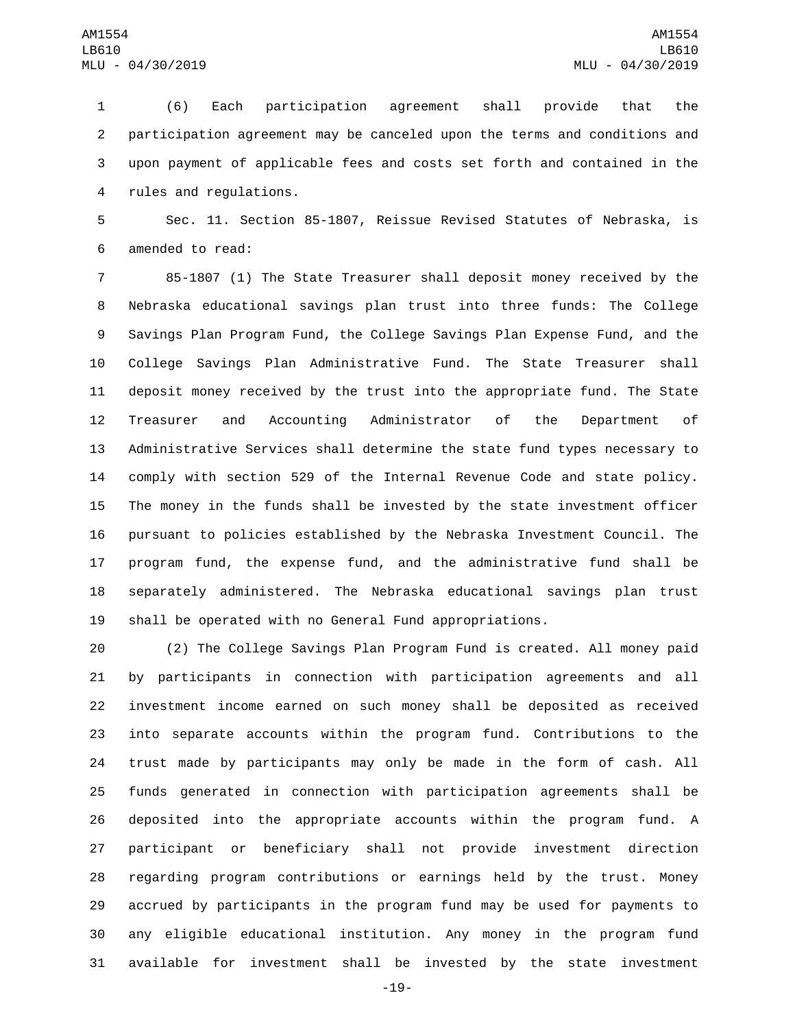(6) Each participation agreement shall provide that the participation agreement may be canceled upon the terms and conditions and upon payment of applicable fees and costs set forth and contained in the rules and regulations.

Sec. 11. Section 85-1807, Reissue Revised Statutes of Nebraska, is amended to read:

85-1807 (1) The State Treasurer shall deposit money received by the Nebraska educational savings plan trust into three funds: The College Savings Plan Program Fund, the College Savings Plan Expense Fund, and the College Savings Plan Administrative Fund. The State Treasurer shall deposit money received by the trust into the appropriate fund. The State Treasurer and Accounting Administrator of the Department of Administrative Services shall determine the state fund types necessary to comply with section 529 of the Internal Revenue Code and state policy. The money in the funds shall be invested by the state investment officer pursuant to policies established by the Nebraska Investment Council. The program fund, the expense fund, and the administrative fund shall be separately administered. The Nebraska educational savings plan trust shall be operated with no General Fund appropriations.

(2) The College Savings Plan Program Fund is created. All money paid by participants in connection with participation agreements and all investment income earned on such money shall be deposited as received into separate accounts within the program fund. Contributions to the trust made by participants may only be made in the form of cash. All funds generated in connection with participation agreements shall be deposited into the appropriate accounts within the program fund. A participant or beneficiary shall not provide investment direction regarding program contributions or earnings held by the trust. Money accrued by participants in the program fund may be used for payments to any eligible educational institution. Any money in the program fund available for investment shall be invested by the state investment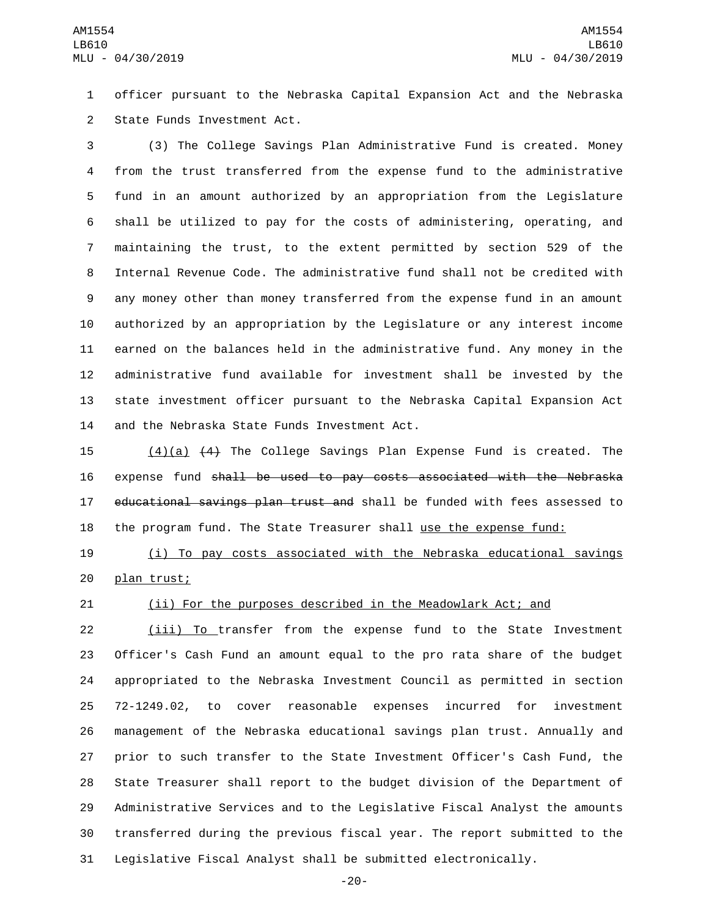officer pursuant to the Nebraska Capital Expansion Act and the Nebraska State Funds Investment Act.

(3) The College Savings Plan Administrative Fund is created. Money from the trust transferred from the expense fund to the administrative fund in an amount authorized by an appropriation from the Legislature shall be utilized to pay for the costs of administering, operating, and maintaining the trust, to the extent permitted by section 529 of the Internal Revenue Code. The administrative fund shall not be credited with any money other than money transferred from the expense fund in an amount authorized by an appropriation by the Legislature or any interest income earned on the balances held in the administrative fund. Any money in the administrative fund available for investment shall be invested by the state investment officer pursuant to the Nebraska Capital Expansion Act and the Nebraska State Funds Investment Act.

<u>(4)(a)</u> ~~(4)~~ The College Savings Plan Expense Fund is created. The expense fund ~~shall be used to pay costs associated with the Nebraska educational savings plan trust and~~ shall be funded with fees assessed to the program fund. The State Treasurer shall <u>use the expense fund:</u>

<u>(i) To pay costs associated with the Nebraska educational savings plan trust;</u>

<u>(ii) For the purposes described in the Meadowlark Act; and</u>

<u>(iii) To</u> transfer from the expense fund to the State Investment Officer's Cash Fund an amount equal to the pro rata share of the budget appropriated to the Nebraska Investment Council as permitted in section 72-1249.02, to cover reasonable expenses incurred for investment management of the Nebraska educational savings plan trust. Annually and prior to such transfer to the State Investment Officer's Cash Fund, the State Treasurer shall report to the budget division of the Department of Administrative Services and to the Legislative Fiscal Analyst the amounts transferred during the previous fiscal year. The report submitted to the Legislative Fiscal Analyst shall be submitted electronically.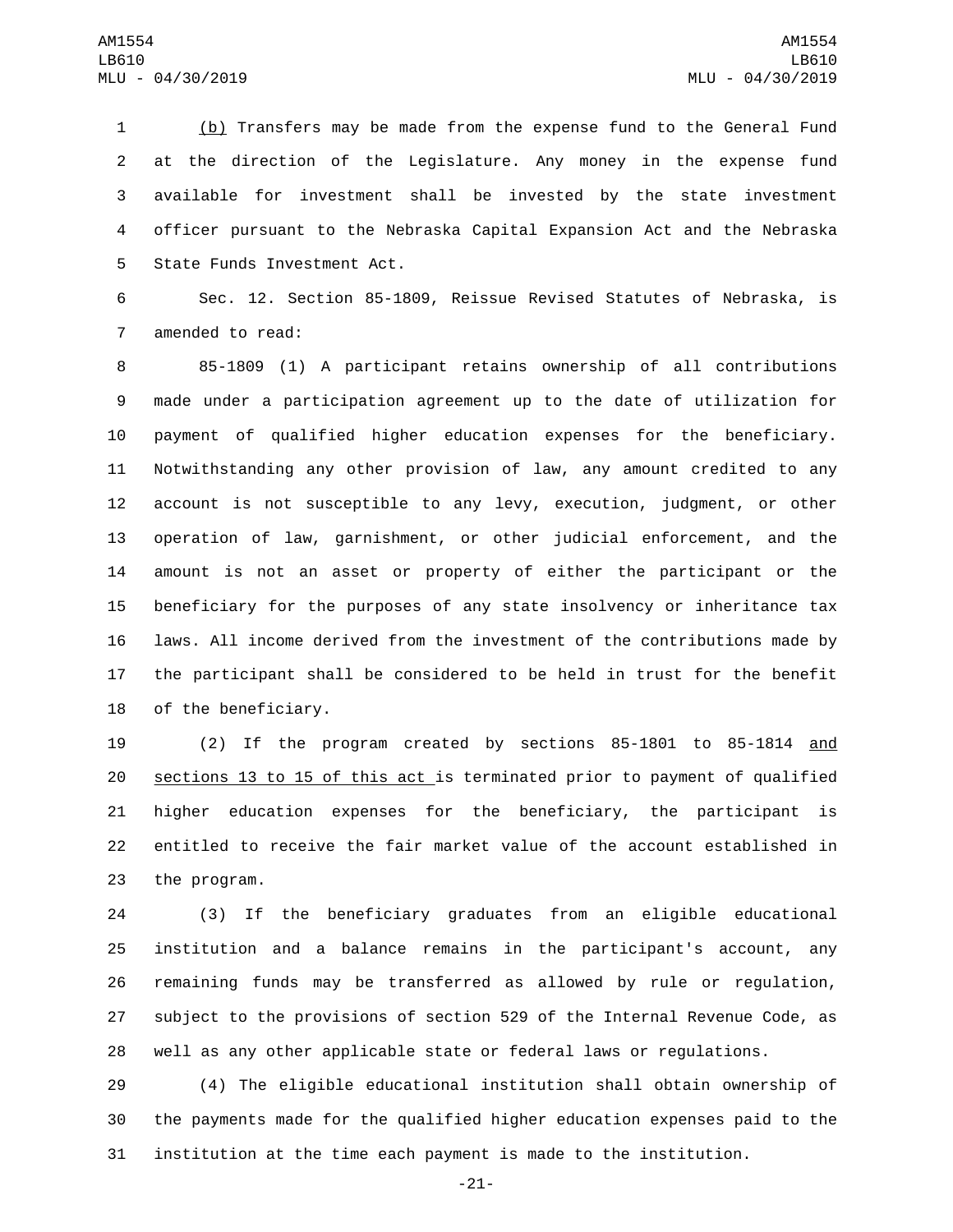(b) Transfers may be made from the expense fund to the General Fund at the direction of the Legislature. Any money in the expense fund available for investment shall be invested by the state investment officer pursuant to the Nebraska Capital Expansion Act and the Nebraska State Funds Investment Act.

Sec. 12. Section 85-1809, Reissue Revised Statutes of Nebraska, is amended to read:

85-1809 (1) A participant retains ownership of all contributions made under a participation agreement up to the date of utilization for payment of qualified higher education expenses for the beneficiary. Notwithstanding any other provision of law, any amount credited to any account is not susceptible to any levy, execution, judgment, or other operation of law, garnishment, or other judicial enforcement, and the amount is not an asset or property of either the participant or the beneficiary for the purposes of any state insolvency or inheritance tax laws. All income derived from the investment of the contributions made by the participant shall be considered to be held in trust for the benefit of the beneficiary.

(2) If the program created by sections 85-1801 to 85-1814 and sections 13 to 15 of this act is terminated prior to payment of qualified higher education expenses for the beneficiary, the participant is entitled to receive the fair market value of the account established in the program.

(3) If the beneficiary graduates from an eligible educational institution and a balance remains in the participant's account, any remaining funds may be transferred as allowed by rule or regulation, subject to the provisions of section 529 of the Internal Revenue Code, as well as any other applicable state or federal laws or regulations.

(4) The eligible educational institution shall obtain ownership of the payments made for the qualified higher education expenses paid to the institution at the time each payment is made to the institution.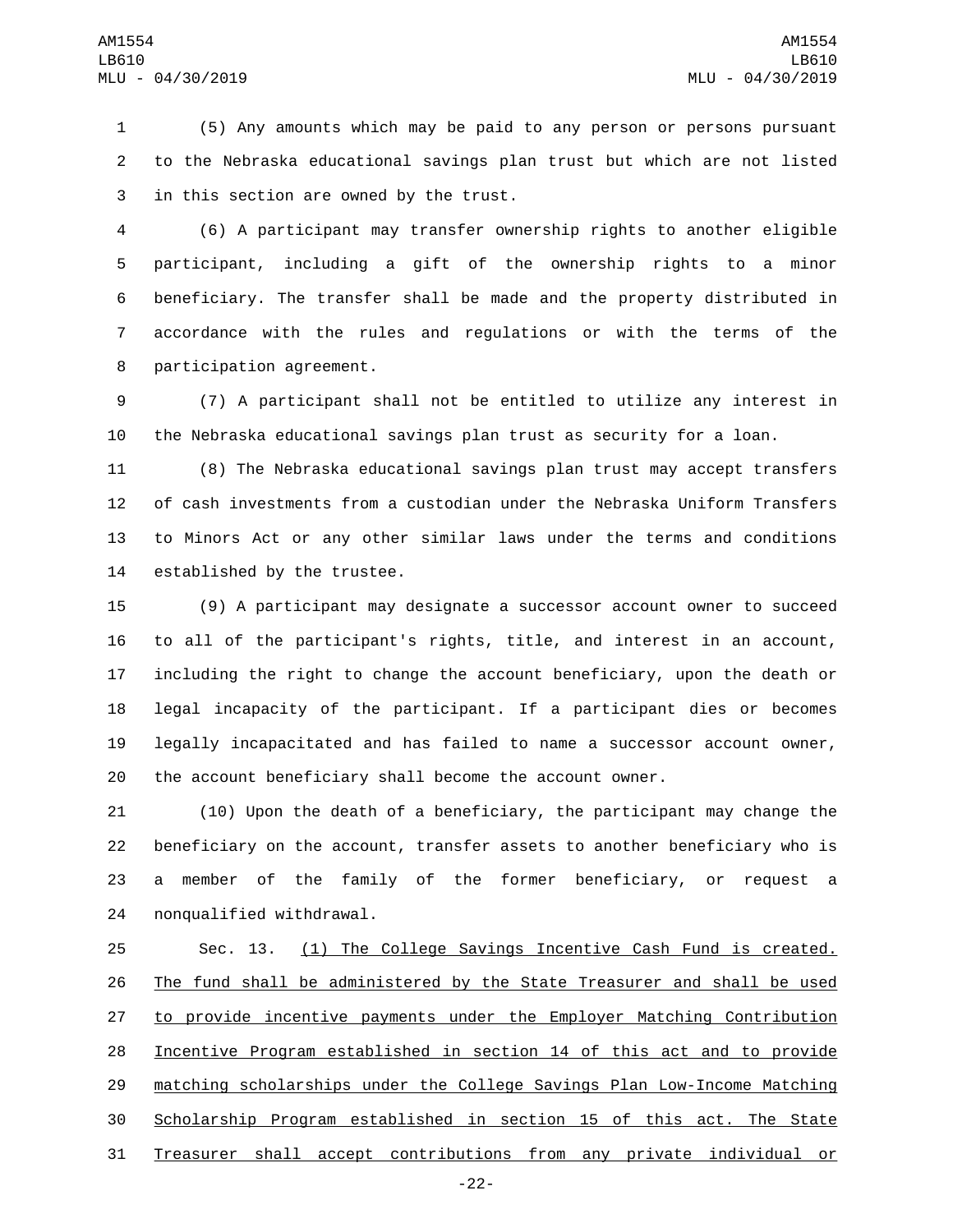(5) Any amounts which may be paid to any person or persons pursuant to the Nebraska educational savings plan trust but which are not listed in this section are owned by the trust.

(6) A participant may transfer ownership rights to another eligible participant, including a gift of the ownership rights to a minor beneficiary. The transfer shall be made and the property distributed in accordance with the rules and regulations or with the terms of the participation agreement.

(7) A participant shall not be entitled to utilize any interest in the Nebraska educational savings plan trust as security for a loan.

(8) The Nebraska educational savings plan trust may accept transfers of cash investments from a custodian under the Nebraska Uniform Transfers to Minors Act or any other similar laws under the terms and conditions established by the trustee.

(9) A participant may designate a successor account owner to succeed to all of the participant's rights, title, and interest in an account, including the right to change the account beneficiary, upon the death or legal incapacity of the participant. If a participant dies or becomes legally incapacitated and has failed to name a successor account owner, the account beneficiary shall become the account owner.

(10) Upon the death of a beneficiary, the participant may change the beneficiary on the account, transfer assets to another beneficiary who is a member of the family of the former beneficiary, or request a nonqualified withdrawal.

Sec. 13. <u>(1) The College Savings Incentive Cash Fund is created. The fund shall be administered by the State Treasurer and shall be used to provide incentive payments under the Employer Matching Contribution Incentive Program established in section 14 of this act and to provide matching scholarships under the College Savings Plan Low-Income Matching Scholarship Program established in section 15 of this act. The State Treasurer shall accept contributions from any private individual or</u>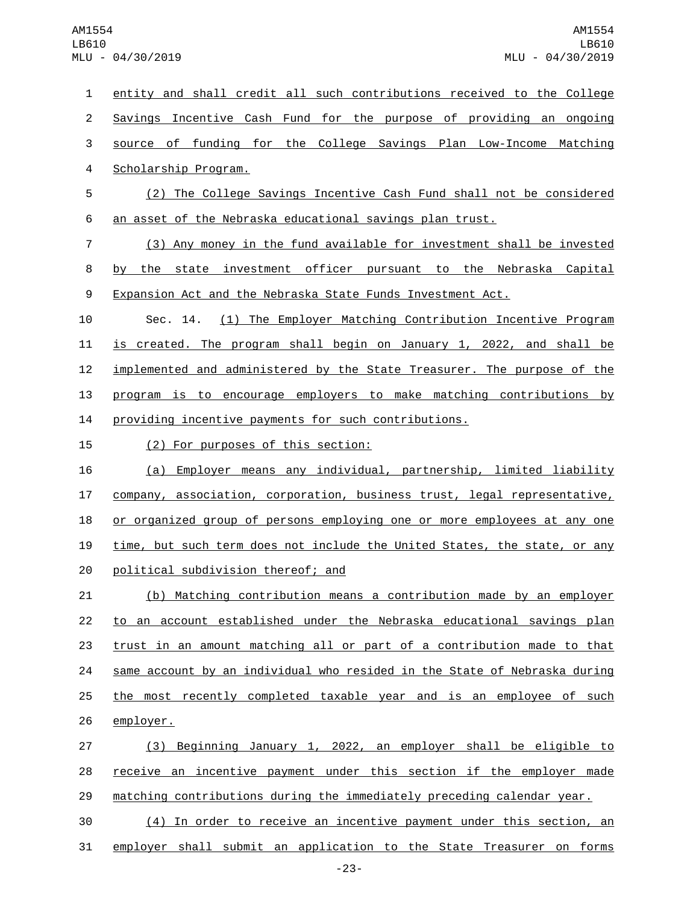entity and shall credit all such contributions received to the College Savings Incentive Cash Fund for the purpose of providing an ongoing source of funding for the College Savings Plan Low-Income Matching Scholarship Program.

(2) The College Savings Incentive Cash Fund shall not be considered an asset of the Nebraska educational savings plan trust.

(3) Any money in the fund available for investment shall be invested by the state investment officer pursuant to the Nebraska Capital Expansion Act and the Nebraska State Funds Investment Act.

Sec. 14. (1) The Employer Matching Contribution Incentive Program is created. The program shall begin on January 1, 2022, and shall be implemented and administered by the State Treasurer. The purpose of the program is to encourage employers to make matching contributions by providing incentive payments for such contributions.

(2) For purposes of this section:

(a) Employer means any individual, partnership, limited liability company, association, corporation, business trust, legal representative, or organized group of persons employing one or more employees at any one time, but such term does not include the United States, the state, or any political subdivision thereof; and

(b) Matching contribution means a contribution made by an employer to an account established under the Nebraska educational savings plan trust in an amount matching all or part of a contribution made to that same account by an individual who resided in the State of Nebraska during the most recently completed taxable year and is an employee of such employer.

(3) Beginning January 1, 2022, an employer shall be eligible to receive an incentive payment under this section if the employer made matching contributions during the immediately preceding calendar year.

(4) In order to receive an incentive payment under this section, an employer shall submit an application to the State Treasurer on forms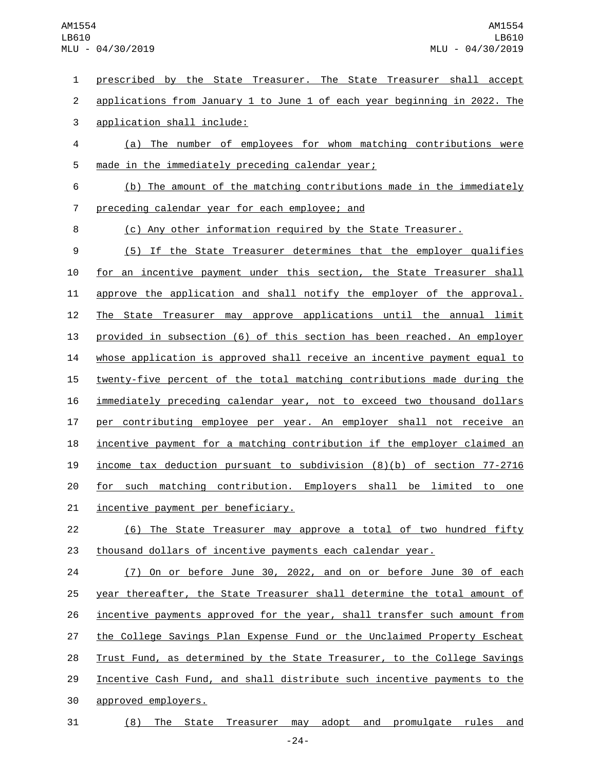prescribed by the State Treasurer. The State Treasurer shall accept applications from January 1 to June 1 of each year beginning in 2022. The application shall include:

(a) The number of employees for whom matching contributions were made in the immediately preceding calendar year;

(b) The amount of the matching contributions made in the immediately preceding calendar year for each employee; and

(c) Any other information required by the State Treasurer.

(5) If the State Treasurer determines that the employer qualifies for an incentive payment under this section, the State Treasurer shall approve the application and shall notify the employer of the approval. The State Treasurer may approve applications until the annual limit provided in subsection (6) of this section has been reached. An employer whose application is approved shall receive an incentive payment equal to twenty-five percent of the total matching contributions made during the immediately preceding calendar year, not to exceed two thousand dollars per contributing employee per year. An employer shall not receive an incentive payment for a matching contribution if the employer claimed an income tax deduction pursuant to subdivision (8)(b) of section 77-2716 for such matching contribution. Employers shall be limited to one incentive payment per beneficiary.

(6) The State Treasurer may approve a total of two hundred fifty thousand dollars of incentive payments each calendar year.

(7) On or before June 30, 2022, and on or before June 30 of each year thereafter, the State Treasurer shall determine the total amount of incentive payments approved for the year, shall transfer such amount from the College Savings Plan Expense Fund or the Unclaimed Property Escheat Trust Fund, as determined by the State Treasurer, to the College Savings Incentive Cash Fund, and shall distribute such incentive payments to the approved employers.

(8) The State Treasurer may adopt and promulgate rules and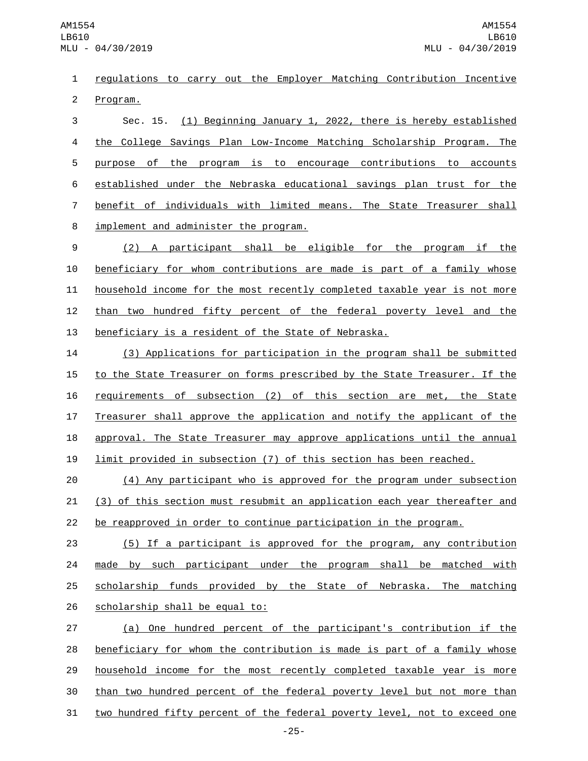regulations to carry out the Employer Matching Contribution Incentive Program.

Sec. 15. (1) Beginning January 1, 2022, there is hereby established the College Savings Plan Low-Income Matching Scholarship Program. The purpose of the program is to encourage contributions to accounts established under the Nebraska educational savings plan trust for the benefit of individuals with limited means. The State Treasurer shall implement and administer the program.

(2) A participant shall be eligible for the program if the beneficiary for whom contributions are made is part of a family whose household income for the most recently completed taxable year is not more than two hundred fifty percent of the federal poverty level and the beneficiary is a resident of the State of Nebraska.

(3) Applications for participation in the program shall be submitted to the State Treasurer on forms prescribed by the State Treasurer. If the requirements of subsection (2) of this section are met, the State Treasurer shall approve the application and notify the applicant of the approval. The State Treasurer may approve applications until the annual limit provided in subsection (7) of this section has been reached.

(4) Any participant who is approved for the program under subsection (3) of this section must resubmit an application each year thereafter and be reapproved in order to continue participation in the program.

(5) If a participant is approved for the program, any contribution made by such participant under the program shall be matched with scholarship funds provided by the State of Nebraska. The matching scholarship shall be equal to:

(a) One hundred percent of the participant's contribution if the beneficiary for whom the contribution is made is part of a family whose household income for the most recently completed taxable year is more than two hundred percent of the federal poverty level but not more than two hundred fifty percent of the federal poverty level, not to exceed one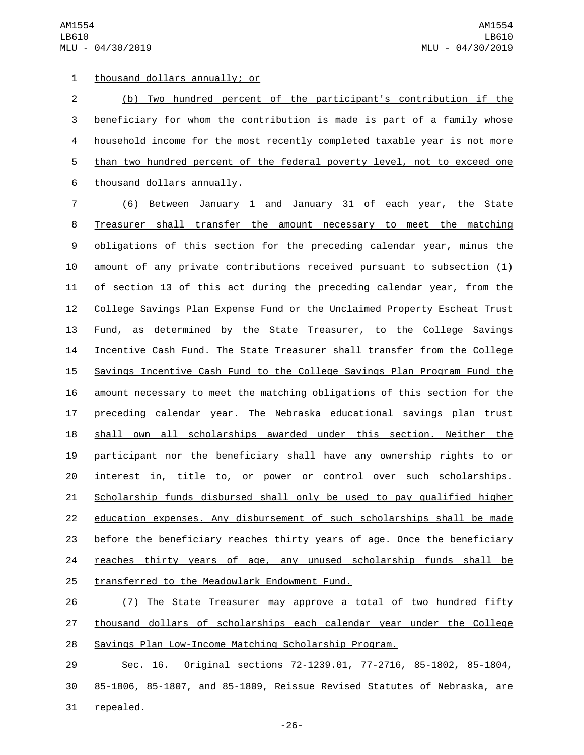thousand dollars annually; or

(b) Two hundred percent of the participant's contribution if the beneficiary for whom the contribution is made is part of a family whose household income for the most recently completed taxable year is not more than two hundred percent of the federal poverty level, not to exceed one thousand dollars annually.

(6) Between January 1 and January 31 of each year, the State Treasurer shall transfer the amount necessary to meet the matching obligations of this section for the preceding calendar year, minus the amount of any private contributions received pursuant to subsection (1) of section 13 of this act during the preceding calendar year, from the College Savings Plan Expense Fund or the Unclaimed Property Escheat Trust Fund, as determined by the State Treasurer, to the College Savings Incentive Cash Fund. The State Treasurer shall transfer from the College Savings Incentive Cash Fund to the College Savings Plan Program Fund the amount necessary to meet the matching obligations of this section for the preceding calendar year. The Nebraska educational savings plan trust shall own all scholarships awarded under this section. Neither the participant nor the beneficiary shall have any ownership rights to or interest in, title to, or power or control over such scholarships. Scholarship funds disbursed shall only be used to pay qualified higher education expenses. Any disbursement of such scholarships shall be made before the beneficiary reaches thirty years of age. Once the beneficiary reaches thirty years of age, any unused scholarship funds shall be transferred to the Meadowlark Endowment Fund.

(7) The State Treasurer may approve a total of two hundred fifty thousand dollars of scholarships each calendar year under the College Savings Plan Low-Income Matching Scholarship Program.

Sec. 16. Original sections 72-1239.01, 77-2716, 85-1802, 85-1804, 85-1806, 85-1807, and 85-1809, Reissue Revised Statutes of Nebraska, are repealed.